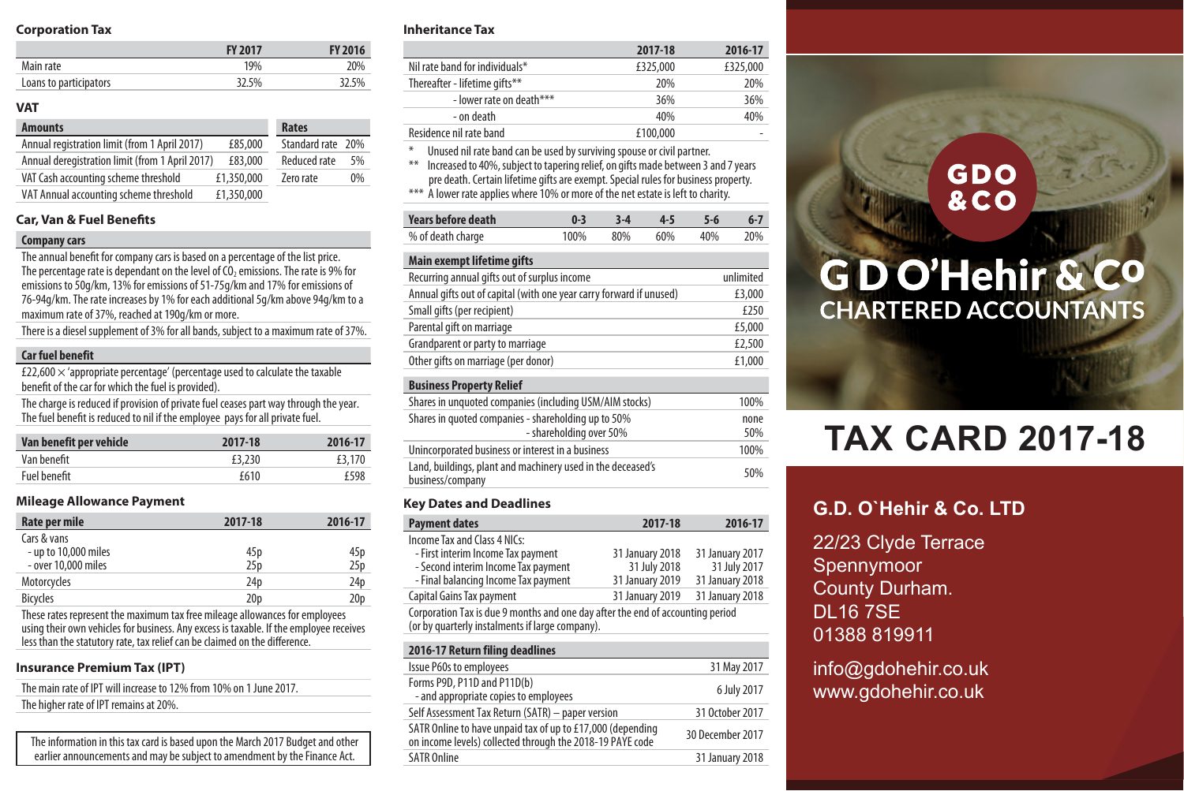## Corporation Tax

| | FY 2017 | FY 2016 |
|---|---|---|
| Main rate | 19% | 20% |
| Loans to participators | 32.5% | 32.5% |

## VAT

| Amounts | | Rates | |
|---|---|---|---|
| Annual registration limit (from 1 April 2017) | £85,000 | Standard rate | 20% |
| Annual deregistration limit (from 1 April 2017) | £83,000 | Reduced rate | 5% |
| VAT Cash accounting scheme threshold | £1,350,000 | Zero rate | 0% |
| VAT Annual accounting scheme threshold | £1,350,000 | | |

## Car, Van & Fuel Benefits

### Company cars

The annual benefit for company cars is based on a percentage of the list price. The percentage rate is dependant on the level of $CO_2$ emissions. The rate is 9% for emissions to 50g/km, 13% for emissions of 51-75g/km and 17% for emissions of 76-94g/km. The rate increases by 1% for each additional 5g/km above 94g/km to a maximum rate of 37%, reached at 190g/km or more.

There is a diesel supplement of 3% for all bands, subject to a maximum rate of 37%.

### Car fuel benefit

£22,600 × 'appropriate percentage' (percentage used to calculate the taxable benefit of the car for which the fuel is provided).

The charge is reduced if provision of private fuel ceases part way through the year. The fuel benefit is reduced to nil if the employee pays for all private fuel.

| Van benefit per vehicle | 2017-18 | 2016-17 |
|---|---|---|
| Van benefit | £3,230 | £3,170 |
| Fuel benefit | £610 | £598 |

## Mileage Allowance Payment

| Rate per mile | 2017-18 | 2016-17 |
|---|---|---|
| Cars & vans | | |
| - up to 10,000 miles | 45p | 45p |
| - over 10,000 miles | 25p | 25p |
| Motorcycles | 24p | 24p |
| Bicycles | 20p | 20p |

These rates represent the maximum tax free mileage allowances for employees using their own vehicles for business. Any excess is taxable. If the employee receives less than the statutory rate, tax relief can be claimed on the difference.

## Insurance Premium Tax (IPT)

The main rate of IPT will increase to 12% from 10% on 1 June 2017.

The higher rate of IPT remains at 20%.

The information in this tax card is based upon the March 2017 Budget and other earlier announcements and may be subject to amendment by the Finance Act.

## Inheritance Tax

| | 2017-18 | 2016-17 |
|---|---|---|
| Nil rate band for individuals* | £325,000 | £325,000 |
| Thereafter - lifetime gifts** | 20% | 20% |
| - lower rate on death*** | 36% | 36% |
| - on death | 40% | 40% |
| Residence nil rate band | £100,000 | - |

\* Unused nil rate band can be used by surviving spouse or civil partner.

** Increased to 40%, subject to tapering relief, on gifts made between 3 and 7 years pre death. Certain lifetime gifts are exempt. Special rules for business property.

*** A lower rate applies where 10% or more of the net estate is left to charity.

| Years before death | 0-3 | 3-4 | 4-5 | 5-6 | 6-7 |
|---|---|---|---|---|---|
| % of death charge | 100% | 80% | 60% | 40% | 20% |

| Main exempt lifetime gifts | |
|---|---|
| Recurring annual gifts out of surplus income | unlimited |
| Annual gifts out of capital (with one year carry forward if unused) | £3,000 |
| Small gifts (per recipient) | £250 |
| Parental gift on marriage | £5,000 |
| Grandparent or party to marriage | £2,500 |
| Other gifts on marriage (per donor) | £1,000 |

| Business Property Relief | |
|---|---|
| Shares in unquoted companies (including USM/AIM stocks) | 100% |
| Shares in quoted companies - shareholding up to 50% | none |
| - shareholding over 50% | 50% |
| Unincorporated business or interest in a business | 100% |
| Land, buildings, plant and machinery used in the deceased's business/company | 50% |

## Key Dates and Deadlines

| Payment dates | 2017-18 | 2016-17 |
|---|---|---|
| Income Tax and Class 4 NICs: | | |
| - First interim Income Tax payment | 31 January 2018 | 31 January 2017 |
| - Second interim Income Tax payment | 31 July 2018 | 31 July 2017 |
| - Final balancing Income Tax payment | 31 January 2019 | 31 January 2018 |
| Capital Gains Tax payment | 31 January 2019 | 31 January 2018 |

Corporation Tax is due 9 months and one day after the end of accounting period (or by quarterly instalments if large company).

| 2016-17 Return filing deadlines | |
|---|---|
| Issue P60s to employees | 31 May 2017 |
| Forms P9D, P11D and P11D(b) - and appropriate copies to employees | 6 July 2017 |
| Self Assessment Tax Return (SATR) – paper version | 31 October 2017 |
| SATR Online to have unpaid tax of up to £17,000 (depending on income levels) collected through the 2018-19 PAYE code | 30 December 2017 |
| SATR Online | 31 January 2018 |

GDO & CO

# G D O'Hehir & Co
## CHARTERED ACCOUNTANTS

# TAX CARD 2017-18

### G.D. O`Hehir & Co. LTD

22/23 Clyde Terrace
Spennymoor
County Durham.
DL16 7SE
01388 819911

info@gdohehir.co.uk
www.gdohehir.co.uk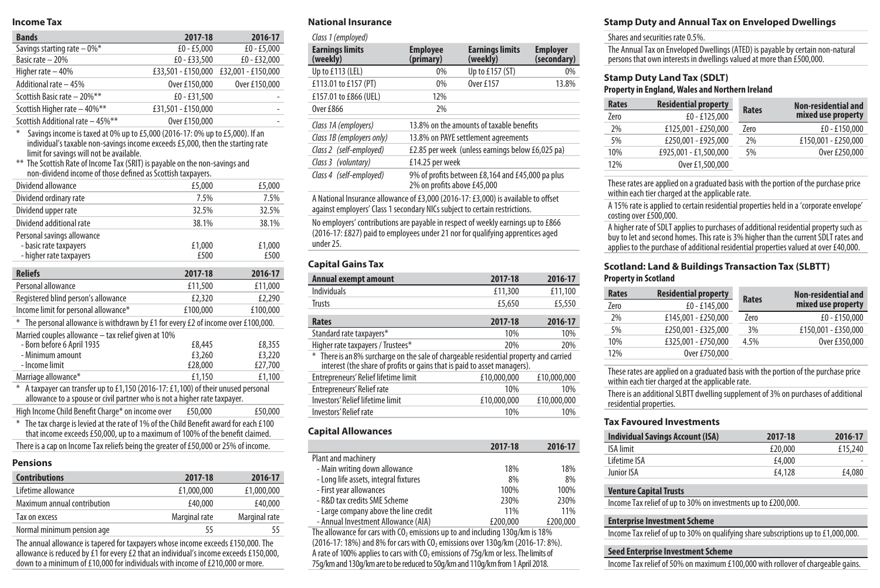## Income Tax

| Bands | 2017-18 | 2016-17 |
|---|---|---|
| Savings starting rate – 0%* | £0 - £5,000 | £0 - £5,000 |
| Basic rate – 20% | £0 - £33,500 | £0 - £32,000 |
| Higher rate – 40% | £33,501 - £150,000 | £32,001 - £150,000 |
| Additional rate – 45% | Over £150,000 | Over £150,000 |
| Scottish Basic rate – 20%** | £0 - £31,500 | - |
| Scottish Higher rate – 40%** | £31,501 - £150,000 | - |
| Scottish Additional rate – 45%** | Over £150,000 | - |

\* Savings income is taxed at 0% up to £5,000 (2016-17: 0% up to £5,000). If an individual's taxable non-savings income exceeds £5,000, then the starting rate limit for savings will not be available.

** The Scottish Rate of Income Tax (SRIT) is payable on the non-savings and non-dividend income of those defined as Scottish taxpayers.

| | | |
|---|---|---|
| Dividend allowance | £5,000 | £5,000 |
| Dividend ordinary rate | 7.5% | 7.5% |
| Dividend upper rate | 32.5% | 32.5% |
| Dividend additional rate | 38.1% | 38.1% |
| Personal savings allowance | | |
| - basic rate taxpayers | £1,000 | £1,000 |
| - higher rate taxpayers | £500 | £500 |

| Reliefs | 2017-18 | 2016-17 |
|---|---|---|
| Personal allowance | £11,500 | £11,000 |
| Registered blind person's allowance | £2,320 | £2,290 |
| Income limit for personal allowance* | £100,000 | £100,000 |

\* The personal allowance is withdrawn by £1 for every £2 of income over £100,000.

| | | |
|---|---|---|
| Married couples allowance – tax relief given at 10% | | |
| - Born before 6 April 1935 | £8,445 | £8,355 |
| - Minimum amount | £3,260 | £3,220 |
| - Income limit | £28,000 | £27,700 |
| Marriage allowance* | £1,150 | £1,100 |

\* A taxpayer can transfer up to £1,150 (2016-17: £1,100) of their unused personal allowance to a spouse or civil partner who is not a higher rate taxpayer.

| | | |
|---|---|---|
| High Income Child Benefit Charge* on income over | £50,000 | £50,000 |

\* The tax charge is levied at the rate of 1% of the Child Benefit award for each £100 that income exceeds £50,000, up to a maximum of 100% of the benefit claimed.

There is a cap on Income Tax reliefs being the greater of £50,000 or 25% of income.

## Pensions

| Contributions | 2017-18 | 2016-17 |
|---|---|---|
| Lifetime allowance | £1,000,000 | £1,000,000 |
| Maximum annual contribution | £40,000 | £40,000 |
| Tax on excess | Marginal rate | Marginal rate |
| Normal minimum pension age | 55 | 55 |

The annual allowance is tapered for taxpayers whose income exceeds £150,000. The allowance is reduced by £1 for every £2 that an individual's income exceeds £150,000, down to a minimum of £10,000 for individuals with income of £210,000 or more.

## National Insurance

*Class 1 (employed)*

| Earnings limits (weekly) | Employee (primary) | Earnings limits (weekly) | Employer (secondary) |
|---|---|---|---|
| Up to £113 (LEL) | 0% | Up to £157 (ST) | 0% |
| £113.01 to £157 (PT) | 0% | Over £157 | 13.8% |
| £157.01 to £866 (UEL) | 12% | | |
| Over £866 | 2% | | |

| | |
|---|---|
| *Class 1A (employers)* | 13.8% on the amounts of taxable benefits |
| *Class 1B (employers only)* | 13.8% on PAYE settlement agreements |
| *Class 2 (self-employed)* | £2.85 per week (unless earnings below £6,025 pa) |
| *Class 3 (voluntary)* | £14.25 per week |
| *Class 4 (self-employed)* | 9% of profits between £8,164 and £45,000 pa plus 2% on profits above £45,000 |

A National Insurance allowance of £3,000 (2016-17: £3,000) is available to offset against employers' Class 1 secondary NICs subject to certain restrictions.

No employers' contributions are payable in respect of weekly earnings up to £866 (2016-17: £827) paid to employees under 21 nor for qualifying apprentices aged under 25.

## Capital Gains Tax

| Annual exempt amount | 2017-18 | 2016-17 |
|---|---|---|
| Individuals | £11,300 | £11,100 |
| Trusts | £5,650 | £5,550 |

| Rates | 2017-18 | 2016-17 |
|---|---|---|
| Standard rate taxpayers* | 10% | 10% |
| Higher rate taxpayers / Trustees* | 20% | 20% |

\* There is an 8% surcharge on the sale of chargeable residential property and carried interest (the share of profits or gains that is paid to asset managers).

| | | |
|---|---|---|
| Entrepreneurs' Relief lifetime limit | £10,000,000 | £10,000,000 |
| Entrepreneurs' Relief rate | 10% | 10% |
| Investors' Relief lifetime limit | £10,000,000 | £10,000,000 |
| Investors' Relief rate | 10% | 10% |

## Capital Allowances

| | 2017-18 | 2016-17 |
|---|---|---|
| Plant and machinery | | |
| - Main writing down allowance | 18% | 18% |
| - Long life assets, integral fixtures | 8% | 8% |
| - First year allowances | 100% | 100% |
| - R&D tax credits SME Scheme | 230% | 230% |
| - Large company above the line credit | 11% | 11% |
| - Annual Investment Allowance (AIA) | £200,000 | £200,000 |

The allowance for cars with $CO_2$ emissions up to and including 130g/km is 18% (2016-17: 18%) and 8% for cars with $CO_2$ emissions over 130g/km (2016-17: 8%). A rate of 100% applies to cars with $CO_2$ emissions of 75g/km or less. The limits of 75g/km and 130g/km are to be reduced to 50g/km and 110g/km from 1 April 2018.

## Stamp Duty and Annual Tax on Enveloped Dwellings

Shares and securities rate 0.5%.

The Annual Tax on Enveloped Dwellings (ATED) is payable by certain non-natural persons that own interests in dwellings valued at more than £500,000.

### Stamp Duty Land Tax (SDLT)

**Property in England, Wales and Northern Ireland**

| Rates | Residential property | Rates | Non-residential and mixed use property |
|---|---|---|---|
| Zero | £0 - £125,000 | Zero | £0 - £150,000 |
| 2% | £125,001 - £250,000 | 2% | £150,001 - £250,000 |
| 5% | £250,001 - £925,000 | 5% | Over £250,000 |
| 10% | £925,001 - £1,500,000 | | |
| 12% | Over £1,500,000 | | |

These rates are applied on a graduated basis with the portion of the purchase price within each tier charged at the applicable rate.

A 15% rate is applied to certain residential properties held in a 'corporate envelope' costing over £500,000.

A higher rate of SDLT applies to purchases of additional residential property such as buy to let and second homes. This rate is 3% higher than the current SDLT rates and applies to the purchase of additional residential properties valued at over £40,000.

### Scotland: Land & Buildings Transaction Tax (SLBTT)

**Property in Scotland**

| Rates | Residential property | Rates | Non-residential and mixed use property |
|---|---|---|---|
| Zero | £0 - £145,000 | Zero | £0 - £150,000 |
| 2% | £145,001 - £250,000 | 3% | £150,001 - £350,000 |
| 5% | £250,001 - £325,000 | 4.5% | Over £350,000 |
| 10% | £325,001 - £750,000 | | |
| 12% | Over £750,000 | | |

These rates are applied on a graduated basis with the portion of the purchase price within each tier charged at the applicable rate.

There is an additional SLBTT dwelling supplement of 3% on purchases of additional residential properties.

## Tax Favoured Investments

| Individual Savings Account (ISA) | 2017-18 | 2016-17 |
|---|---|---|
| ISA limit | £20,000 | £15,240 |
| Lifetime ISA | £4,000 | - |
| Junior ISA | £4,128 | £4,080 |

**Venture Capital Trusts**

Income Tax relief of up to 30% on investments up to £200,000.

**Enterprise Investment Scheme**

Income Tax relief of up to 30% on qualifying share subscriptions up to £1,000,000.

**Seed Enterprise Investment Scheme**

Income Tax relief of 50% on maximum £100,000 with rollover of chargeable gains.